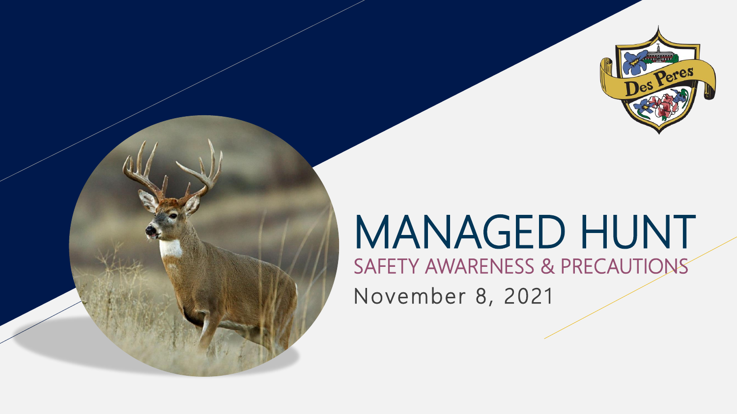# MANAGED HUNT

## SAFETY AWARENESS & PRECAUTIONS

November 8, 2021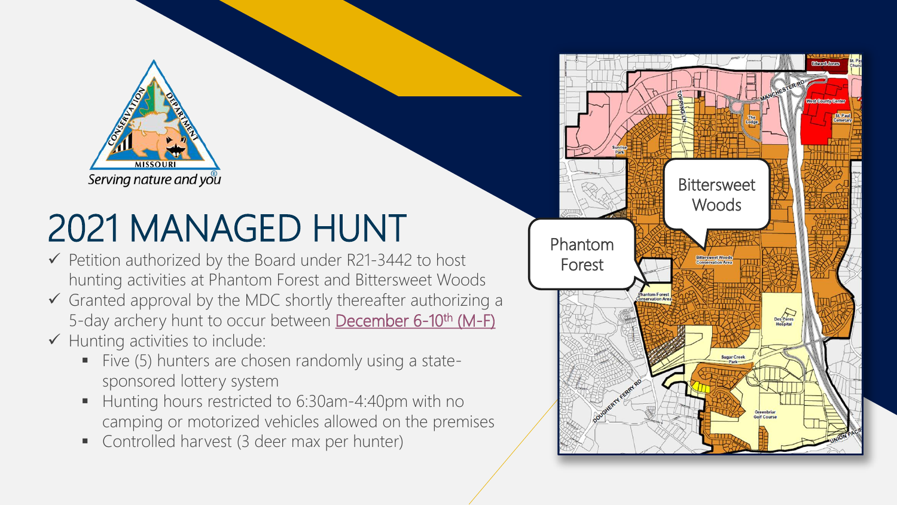# 2021 MANAGED HUNT

- ✓ Petition authorized by the Board under R21-3442 to host hunting activities at Phantom Forest and Bittersweet Woods
- ✓ Granted approval by the MDC shortly thereafter authorizing a 5-day archery hunt to occur between December 6-10th (M-F)
- ✓ Hunting activities to include:
  - Five (5) hunters are chosen randomly using a state-sponsored lottery system
  - Hunting hours restricted to 6:30am-4:40pm with no camping or motorized vehicles allowed on the premises
  - Controlled harvest (3 deer max per hunter)

Phantom Forest

Bittersweet Woods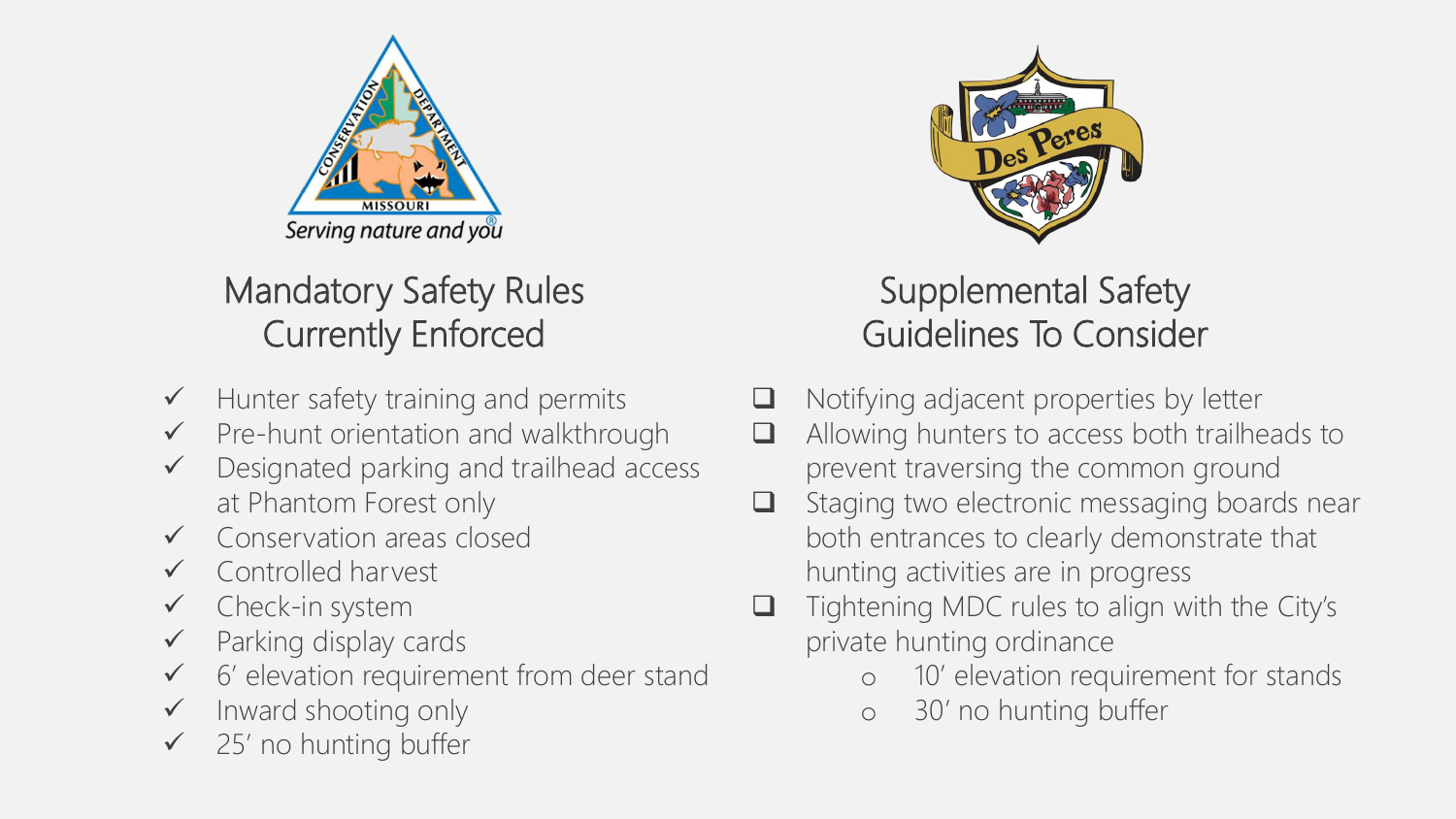## Mandatory Safety Rules Currently Enforced

- ✓ Hunter safety training and permits
- ✓ Pre-hunt orientation and walkthrough
- ✓ Designated parking and trailhead access at Phantom Forest only
- ✓ Conservation areas closed
- ✓ Controlled harvest
- ✓ Check-in system
- ✓ Parking display cards
- ✓ 6′ elevation requirement from deer stand
- ✓ Inward shooting only
- ✓ 25′ no hunting buffer

## Supplemental Safety Guidelines To Consider

- ❑ Notifying adjacent properties by letter
- ❑ Allowing hunters to access both trailheads to prevent traversing the common ground
- ❑ Staging two electronic messaging boards near both entrances to clearly demonstrate that hunting activities are in progress
- ❑ Tightening MDC rules to align with the City's private hunting ordinance
  - 10′ elevation requirement for stands
  - 30′ no hunting buffer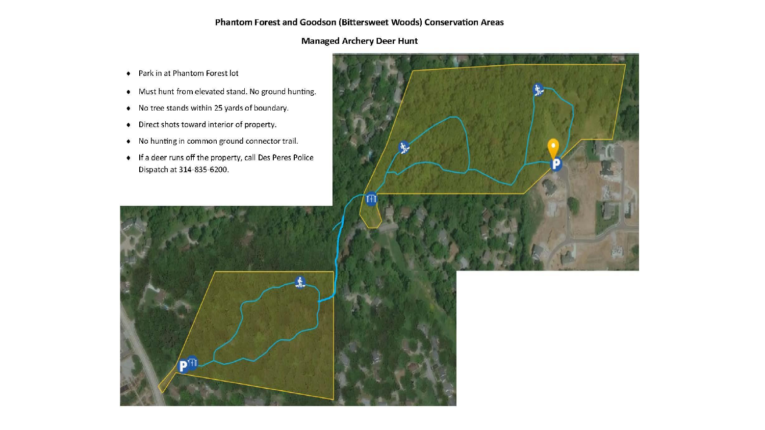# Phantom Forest and Goodson (Bittersweet Woods) Conservation Areas

## Managed Archery Deer Hunt

- Park in at Phantom Forest lot
- Must hunt from elevated stand. No ground hunting.
- No tree stands within 25 yards of boundary.
- Direct shots toward interior of property.
- No hunting in common ground connector trail.
- If a deer runs off the property, call Des Peres Police Dispatch at 314-835-6200.